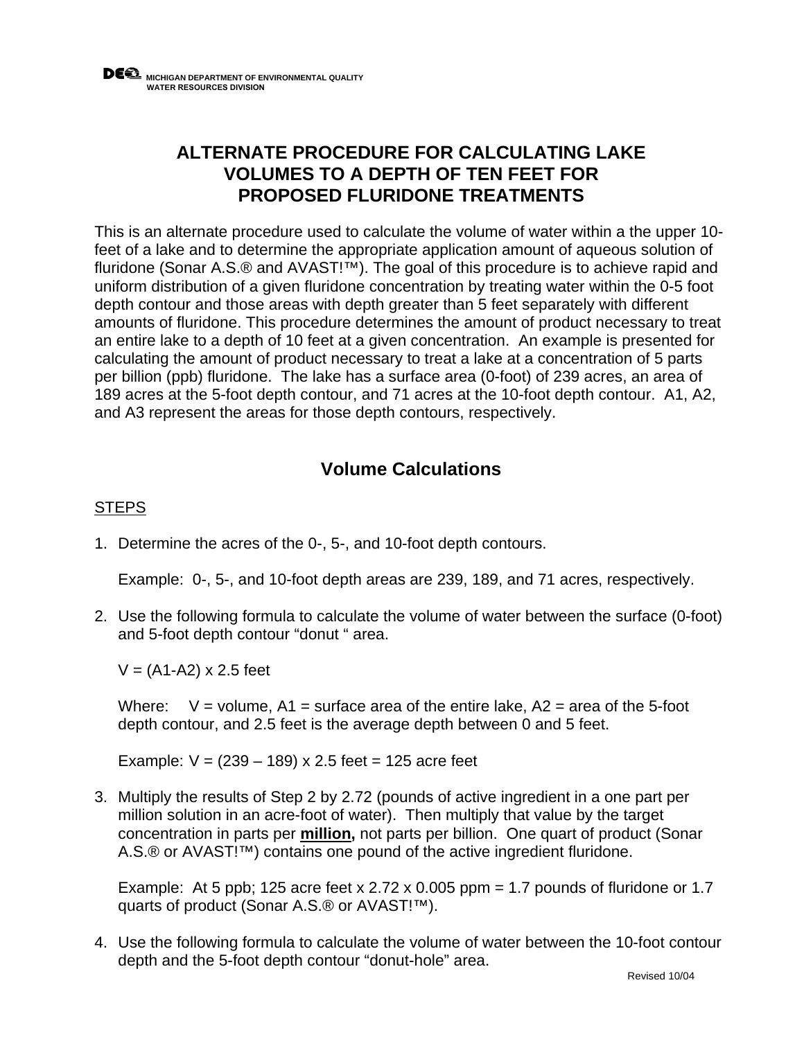MICHIGAN DEPARTMENT OF ENVIRONMENTAL QUALITY
WATER RESOURCES DIVISION

# ALTERNATE PROCEDURE FOR CALCULATING LAKE VOLUMES TO A DEPTH OF TEN FEET FOR PROPOSED FLURIDONE TREATMENTS

This is an alternate procedure used to calculate the volume of water within a the upper 10-feet of a lake and to determine the appropriate application amount of aqueous solution of fluridone (Sonar A.S.® and AVAST!™). The goal of this procedure is to achieve rapid and uniform distribution of a given fluridone concentration by treating water within the 0-5 foot depth contour and those areas with depth greater than 5 feet separately with different amounts of fluridone. This procedure determines the amount of product necessary to treat an entire lake to a depth of 10 feet at a given concentration. An example is presented for calculating the amount of product necessary to treat a lake at a concentration of 5 parts per billion (ppb) fluridone. The lake has a surface area (0-foot) of 239 acres, an area of 189 acres at the 5-foot depth contour, and 71 acres at the 10-foot depth contour. A1, A2, and A3 represent the areas for those depth contours, respectively.

## Volume Calculations

STEPS

1. Determine the acres of the 0-, 5-, and 10-foot depth contours.

   Example: 0-, 5-, and 10-foot depth areas are 239, 189, and 71 acres, respectively.

2. Use the following formula to calculate the volume of water between the surface (0-foot) and 5-foot depth contour "donut " area.

   $V = (A1-A2) \times 2.5$ feet

   Where: V = volume, A1 = surface area of the entire lake, A2 = area of the 5-foot depth contour, and 2.5 feet is the average depth between 0 and 5 feet.

   Example: $V = (239 – 189) \times 2.5$ feet = 125 acre feet

3. Multiply the results of Step 2 by 2.72 (pounds of active ingredient in a one part per million solution in an acre-foot of water). Then multiply that value by the target concentration in parts per **million,** not parts per billion. One quart of product (Sonar A.S.® or AVAST!™) contains one pound of the active ingredient fluridone.

   Example: At 5 ppb; 125 acre feet x 2.72 x 0.005 ppm = 1.7 pounds of fluridone or 1.7 quarts of product (Sonar A.S.® or AVAST!™).

4. Use the following formula to calculate the volume of water between the 10-foot contour depth and the 5-foot depth contour "donut-hole" area.

Revised 10/04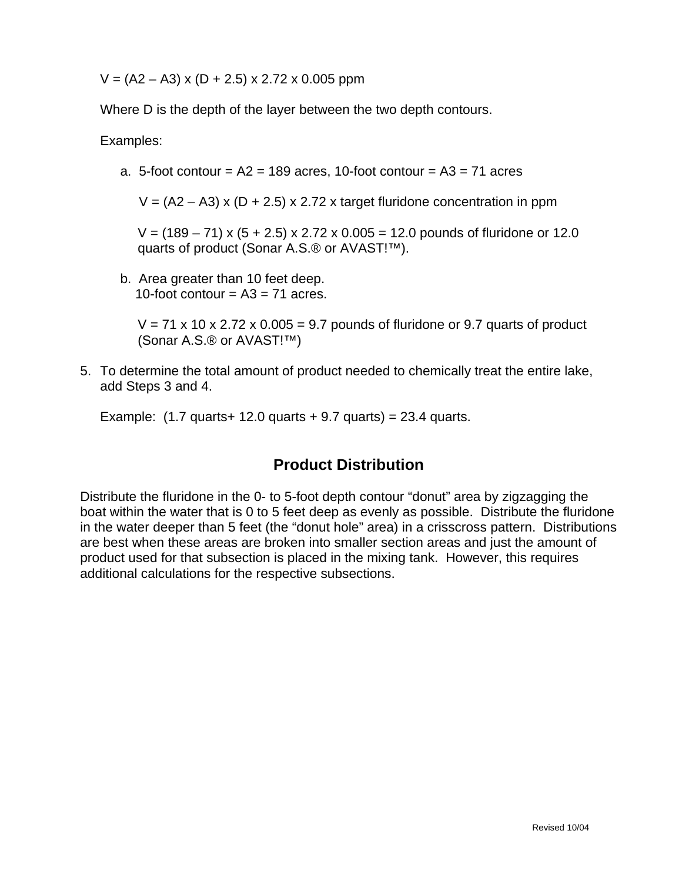$V = (A2 – A3) \times (D + 2.5) \times 2.72 \times 0.005$ ppm

Where D is the depth of the layer between the two depth contours.

Examples:

a. 5-foot contour = A2 = 189 acres, 10-foot contour = A3 = 71 acres

   $V = (A2 – A3) \times (D + 2.5) \times 2.72 \times$ target fluridone concentration in ppm

   $V = (189 – 71) \times (5 + 2.5) \times 2.72 \times 0.005 = 12.0$ pounds of fluridone or 12.0 quarts of product (Sonar A.S.® or AVAST!™).

b. Area greater than 10 feet deep.
   10-foot contour = A3 = 71 acres.

   $V = 71 \times 10 \times 2.72 \times 0.005 = 9.7$ pounds of fluridone or 9.7 quarts of product (Sonar A.S.® or AVAST!™)

5. To determine the total amount of product needed to chemically treat the entire lake, add Steps 3 and 4.

   Example: (1.7 quarts+ 12.0 quarts + 9.7 quarts) = 23.4 quarts.

## Product Distribution

Distribute the fluridone in the 0- to 5-foot depth contour “donut” area by zigzagging the boat within the water that is 0 to 5 feet deep as evenly as possible. Distribute the fluridone in the water deeper than 5 feet (the “donut hole” area) in a crisscross pattern. Distributions are best when these areas are broken into smaller section areas and just the amount of product used for that subsection is placed in the mixing tank. However, this requires additional calculations for the respective subsections.

Revised 10/04